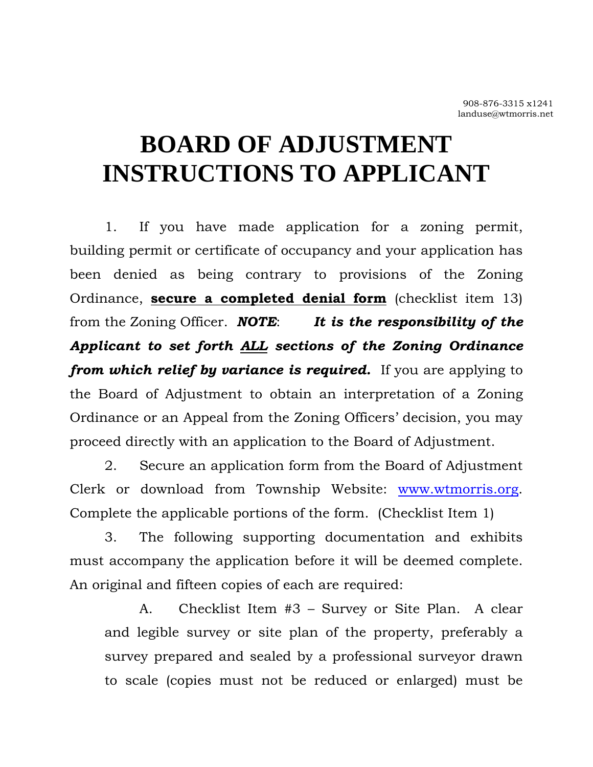908-876-3315 x1241
landuse@wtmorris.net

# BOARD OF ADJUSTMENT INSTRUCTIONS TO APPLICANT

1. If you have made application for a zoning permit, building permit or certificate of occupancy and your application has been denied as being contrary to provisions of the Zoning Ordinance, **secure a completed denial form** (checklist item 13) from the Zoning Officer. ***NOTE***: ***It is the responsibility of the Applicant to set forth ALL sections of the Zoning Ordinance from which relief by variance is required.*** If you are applying to the Board of Adjustment to obtain an interpretation of a Zoning Ordinance or an Appeal from the Zoning Officers' decision, you may proceed directly with an application to the Board of Adjustment.

2. Secure an application form from the Board of Adjustment Clerk or download from Township Website: www.wtmorris.org. Complete the applicable portions of the form. (Checklist Item 1)

3. The following supporting documentation and exhibits must accompany the application before it will be deemed complete. An original and fifteen copies of each are required:

   A. Checklist Item #3 – Survey or Site Plan. A clear and legible survey or site plan of the property, preferably a survey prepared and sealed by a professional surveyor drawn to scale (copies must not be reduced or enlarged) must be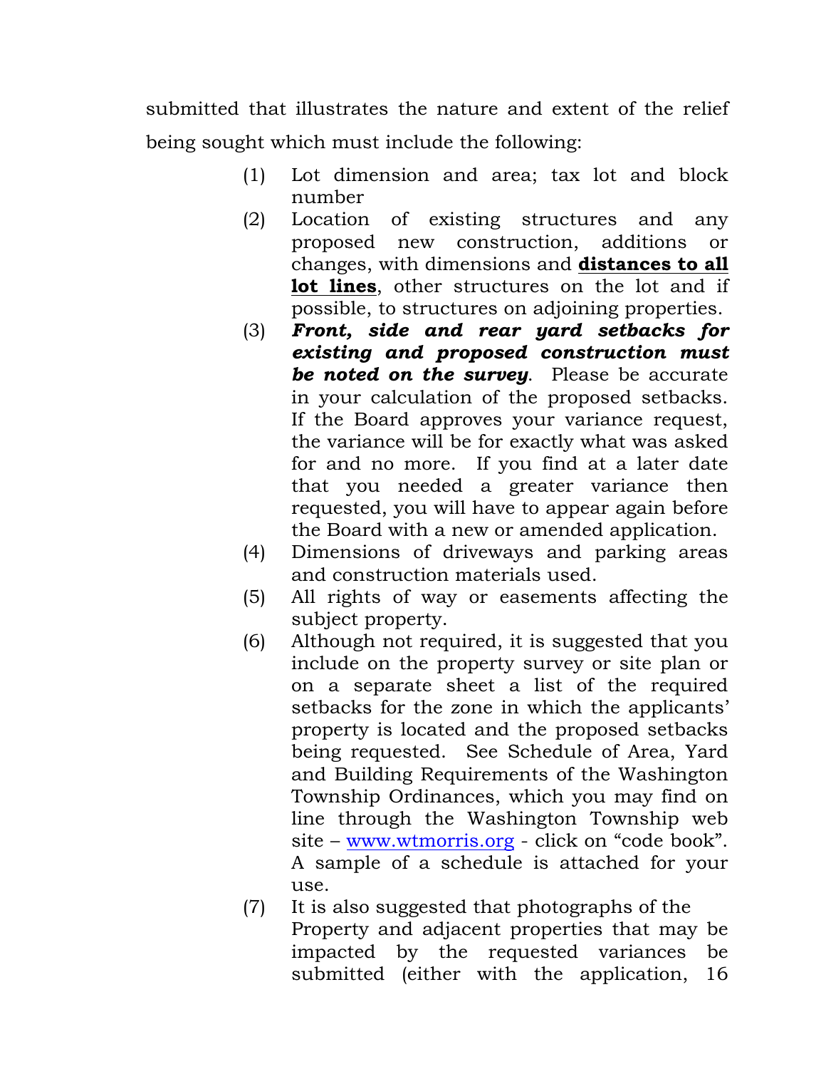submitted that illustrates the nature and extent of the relief being sought which must include the following:

(1) Lot dimension and area; tax lot and block number

(2) Location of existing structures and any proposed new construction, additions or changes, with dimensions and **<u>distances to all lot lines</u>**, other structures on the lot and if possible, to structures on adjoining properties.

(3) ***Front, side and rear yard setbacks for existing and proposed construction must be noted on the survey***. Please be accurate in your calculation of the proposed setbacks. If the Board approves your variance request, the variance will be for exactly what was asked for and no more. If you find at a later date that you needed a greater variance then requested, you will have to appear again before the Board with a new or amended application.

(4) Dimensions of driveways and parking areas and construction materials used.

(5) All rights of way or easements affecting the subject property.

(6) Although not required, it is suggested that you include on the property survey or site plan or on a separate sheet a list of the required setbacks for the zone in which the applicants' property is located and the proposed setbacks being requested. See Schedule of Area, Yard and Building Requirements of the Washington Township Ordinances, which you may find on line through the Washington Township web site – [www.wtmorris.org](http://www.wtmorris.org) - click on "code book". A sample of a schedule is attached for your use.

(7) It is also suggested that photographs of the Property and adjacent properties that may be impacted by the requested variances be submitted (either with the application, 16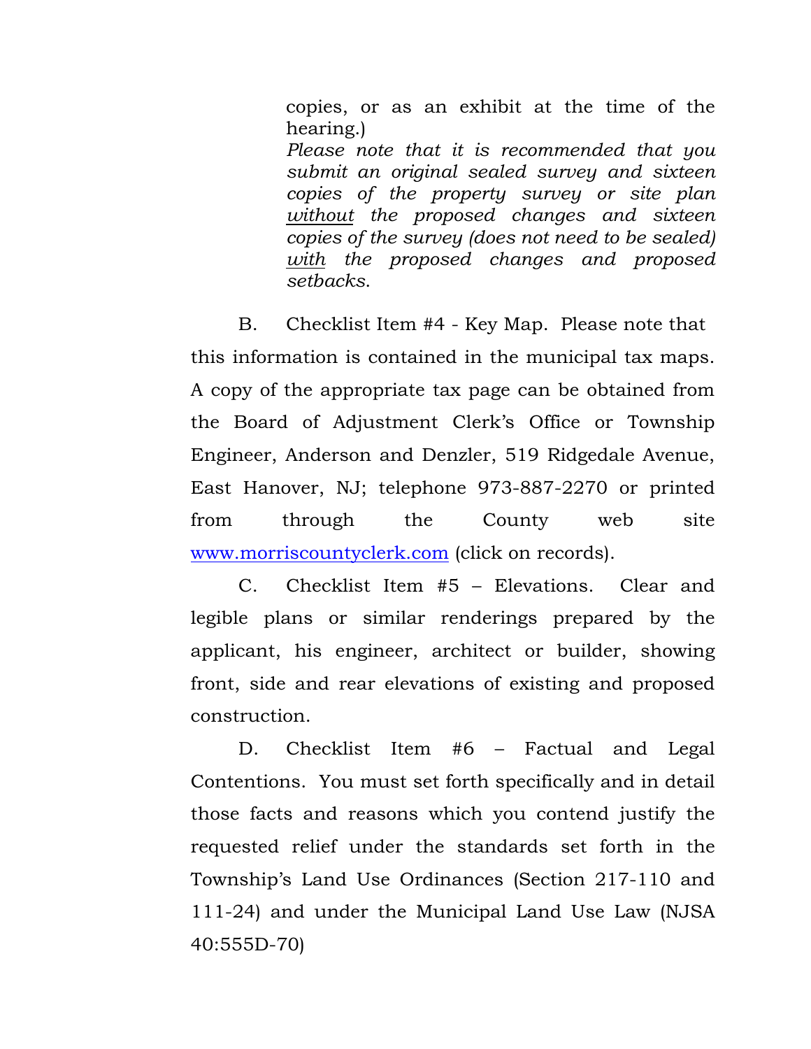copies, or as an exhibit at the time of the hearing.)

*Please note that it is recommended that you submit an original sealed survey and sixteen copies of the property survey or site plan <u>without</u> the proposed changes and sixteen copies of the survey (does not need to be sealed) <u>with</u> the proposed changes and proposed setbacks.*

B. Checklist Item #4 - Key Map. Please note that this information is contained in the municipal tax maps. A copy of the appropriate tax page can be obtained from the Board of Adjustment Clerk's Office or Township Engineer, Anderson and Denzler, 519 Ridgedale Avenue, East Hanover, NJ; telephone 973-887-2270 or printed from through the County web site [www.morriscountyclerk.com](http://www.morriscountyclerk.com) (click on records).

C. Checklist Item #5 – Elevations. Clear and legible plans or similar renderings prepared by the applicant, his engineer, architect or builder, showing front, side and rear elevations of existing and proposed construction.

D. Checklist Item #6 – Factual and Legal Contentions. You must set forth specifically and in detail those facts and reasons which you contend justify the requested relief under the standards set forth in the Township's Land Use Ordinances (Section 217-110 and 111-24) and under the Municipal Land Use Law (NJSA 40:555D-70)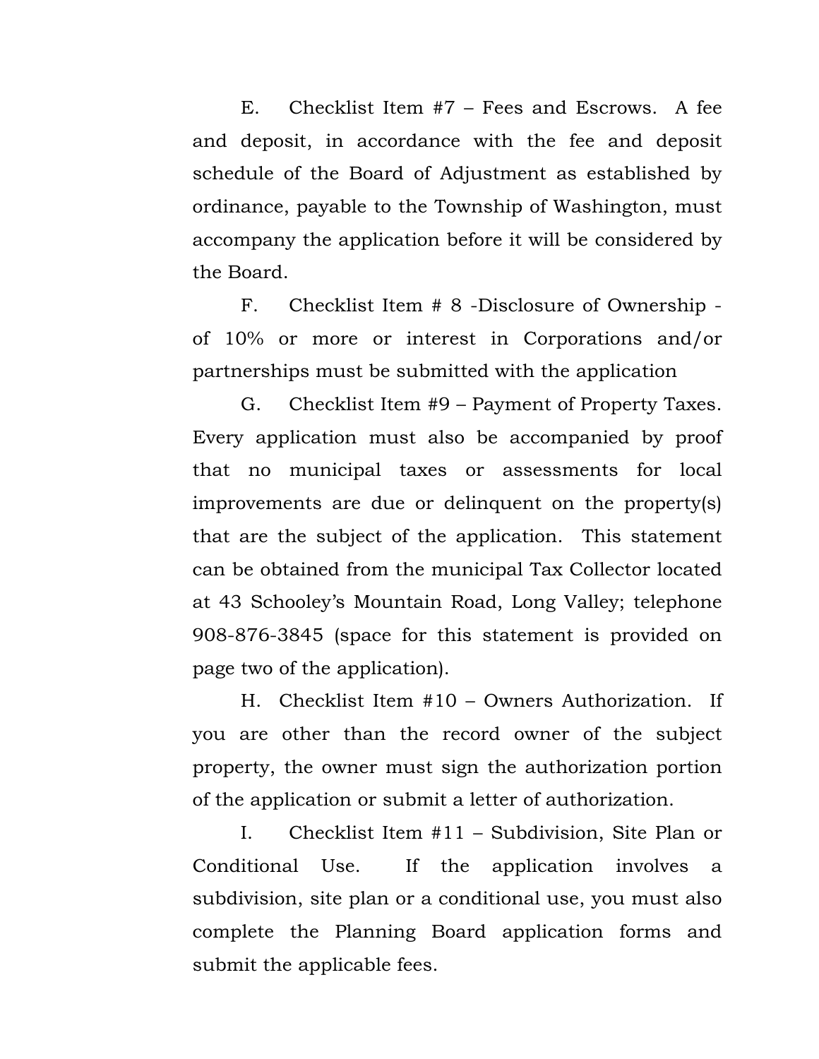E. Checklist Item #7 – Fees and Escrows. A fee and deposit, in accordance with the fee and deposit schedule of the Board of Adjustment as established by ordinance, payable to the Township of Washington, must accompany the application before it will be considered by the Board.

F. Checklist Item # 8 -Disclosure of Ownership - of 10% or more or interest in Corporations and/or partnerships must be submitted with the application

G. Checklist Item #9 – Payment of Property Taxes. Every application must also be accompanied by proof that no municipal taxes or assessments for local improvements are due or delinquent on the property(s) that are the subject of the application. This statement can be obtained from the municipal Tax Collector located at 43 Schooley's Mountain Road, Long Valley; telephone 908-876-3845 (space for this statement is provided on page two of the application).

H. Checklist Item #10 – Owners Authorization. If you are other than the record owner of the subject property, the owner must sign the authorization portion of the application or submit a letter of authorization.

I. Checklist Item #11 – Subdivision, Site Plan or Conditional Use. If the application involves a subdivision, site plan or a conditional use, you must also complete the Planning Board application forms and submit the applicable fees.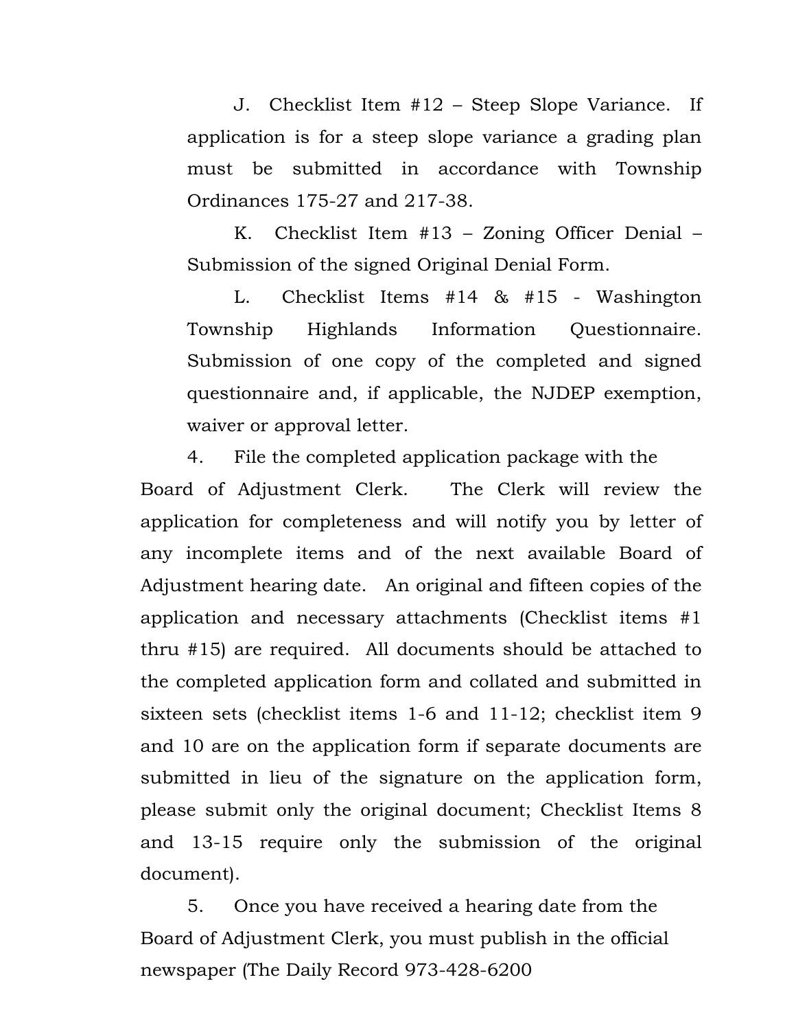J. Checklist Item #12 – Steep Slope Variance. If application is for a steep slope variance a grading plan must be submitted in accordance with Township Ordinances 175-27 and 217-38.

K. Checklist Item #13 – Zoning Officer Denial – Submission of the signed Original Denial Form.

L. Checklist Items #14 & #15 - Washington Township Highlands Information Questionnaire. Submission of one copy of the completed and signed questionnaire and, if applicable, the NJDEP exemption, waiver or approval letter.

4. File the completed application package with the Board of Adjustment Clerk. The Clerk will review the application for completeness and will notify you by letter of any incomplete items and of the next available Board of Adjustment hearing date. An original and fifteen copies of the application and necessary attachments (Checklist items #1 thru #15) are required. All documents should be attached to the completed application form and collated and submitted in sixteen sets (checklist items 1-6 and 11-12; checklist item 9 and 10 are on the application form if separate documents are submitted in lieu of the signature on the application form, please submit only the original document; Checklist Items 8 and 13-15 require only the submission of the original document).

5. Once you have received a hearing date from the Board of Adjustment Clerk, you must publish in the official newspaper (The Daily Record 973-428-6200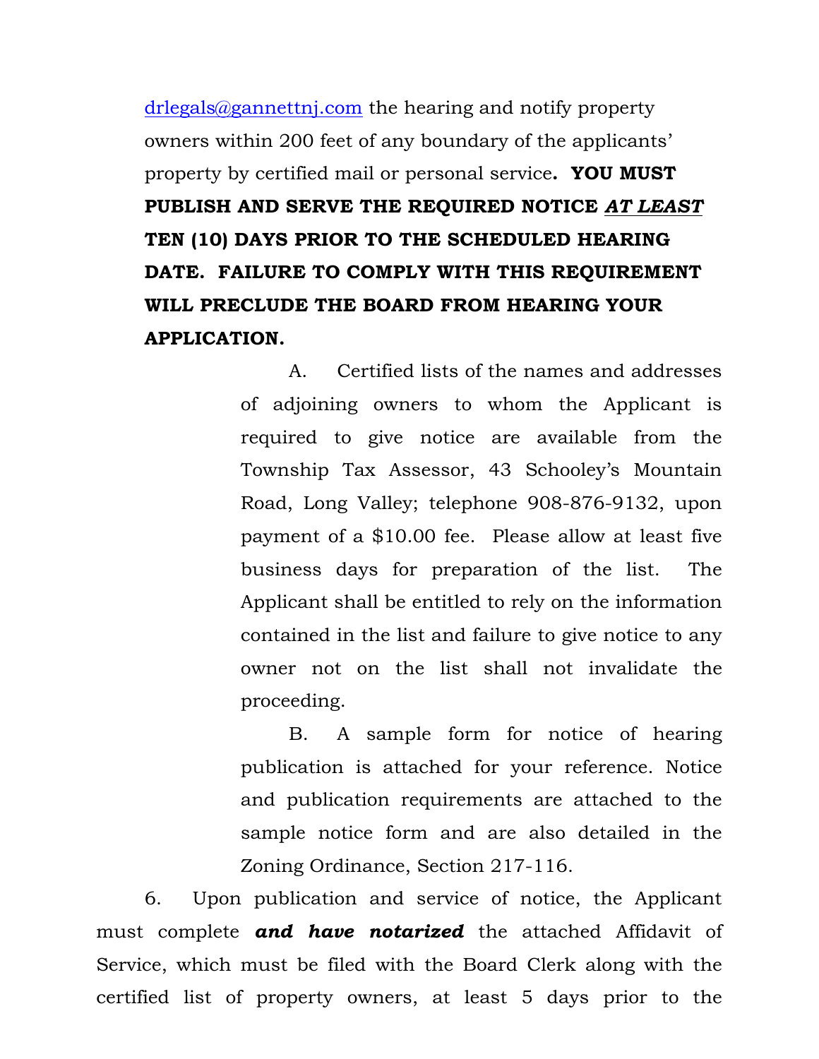drlegals@gannettnj.com the hearing and notify property owners within 200 feet of any boundary of the applicants' property by certified mail or personal service**. YOU MUST PUBLISH AND SERVE THE REQUIRED NOTICE *AT LEAST* TEN (10) DAYS PRIOR TO THE SCHEDULED HEARING DATE. FAILURE TO COMPLY WITH THIS REQUIREMENT WILL PRECLUDE THE BOARD FROM HEARING YOUR APPLICATION.**

A. Certified lists of the names and addresses of adjoining owners to whom the Applicant is required to give notice are available from the Township Tax Assessor, 43 Schooley's Mountain Road, Long Valley; telephone 908-876-9132, upon payment of a $10.00 fee. Please allow at least five business days for preparation of the list. The Applicant shall be entitled to rely on the information contained in the list and failure to give notice to any owner not on the list shall not invalidate the proceeding.

B. A sample form for notice of hearing publication is attached for your reference. Notice and publication requirements are attached to the sample notice form and are also detailed in the Zoning Ordinance, Section 217-116.

6. Upon publication and service of notice, the Applicant must complete ***and have notarized*** the attached Affidavit of Service, which must be filed with the Board Clerk along with the certified list of property owners, at least 5 days prior to the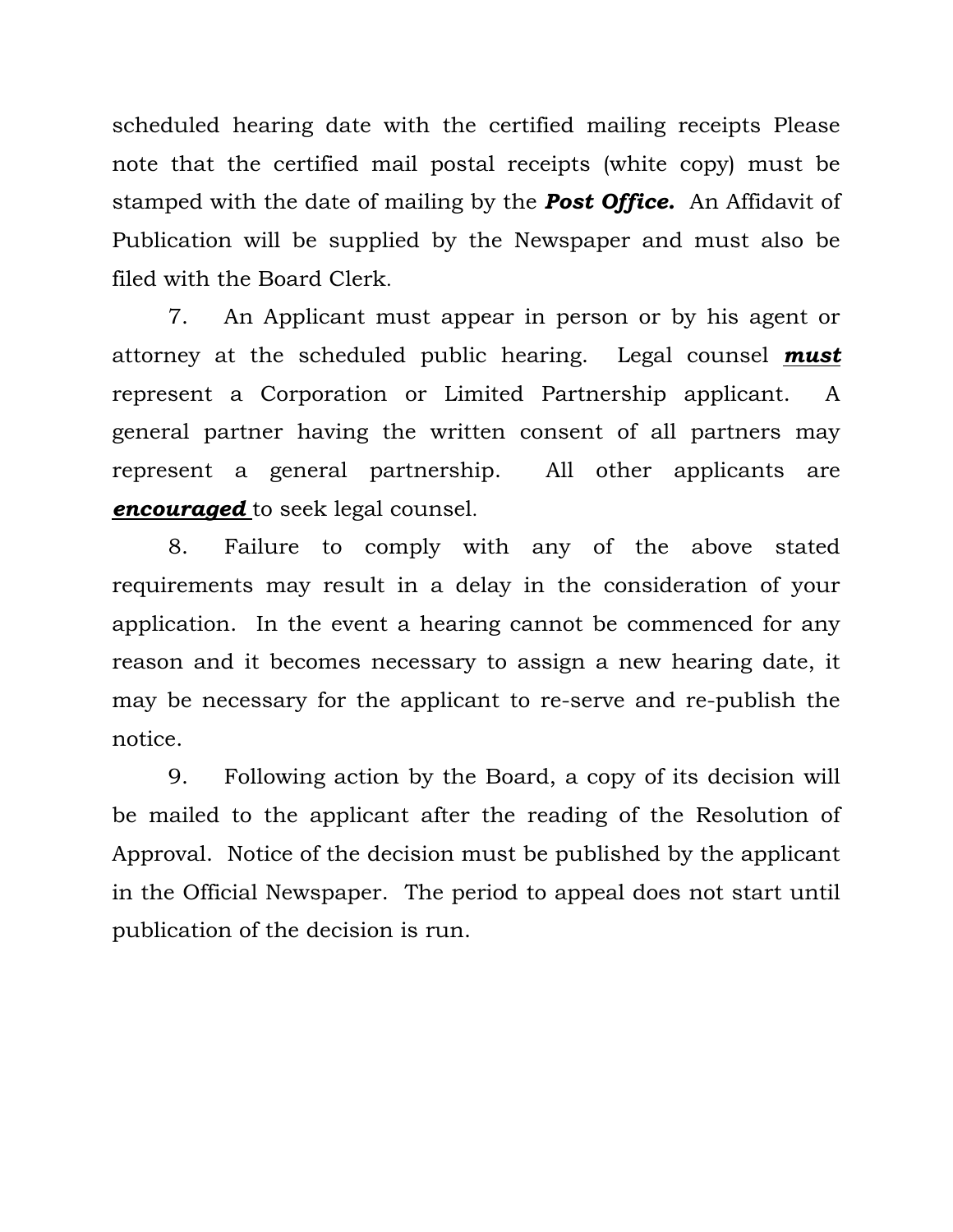scheduled hearing date with the certified mailing receipts Please note that the certified mail postal receipts (white copy) must be stamped with the date of mailing by the ***Post Office.*** An Affidavit of Publication will be supplied by the Newspaper and must also be filed with the Board Clerk.

7. An Applicant must appear in person or by his agent or attorney at the scheduled public hearing. Legal counsel ***<u>must</u>*** represent a Corporation or Limited Partnership applicant. A general partner having the written consent of all partners may represent a general partnership. All other applicants are ***<u>encouraged</u>*** to seek legal counsel.

8. Failure to comply with any of the above stated requirements may result in a delay in the consideration of your application. In the event a hearing cannot be commenced for any reason and it becomes necessary to assign a new hearing date, it may be necessary for the applicant to re-serve and re-publish the notice.

9. Following action by the Board, a copy of its decision will be mailed to the applicant after the reading of the Resolution of Approval. Notice of the decision must be published by the applicant in the Official Newspaper. The period to appeal does not start until publication of the decision is run.